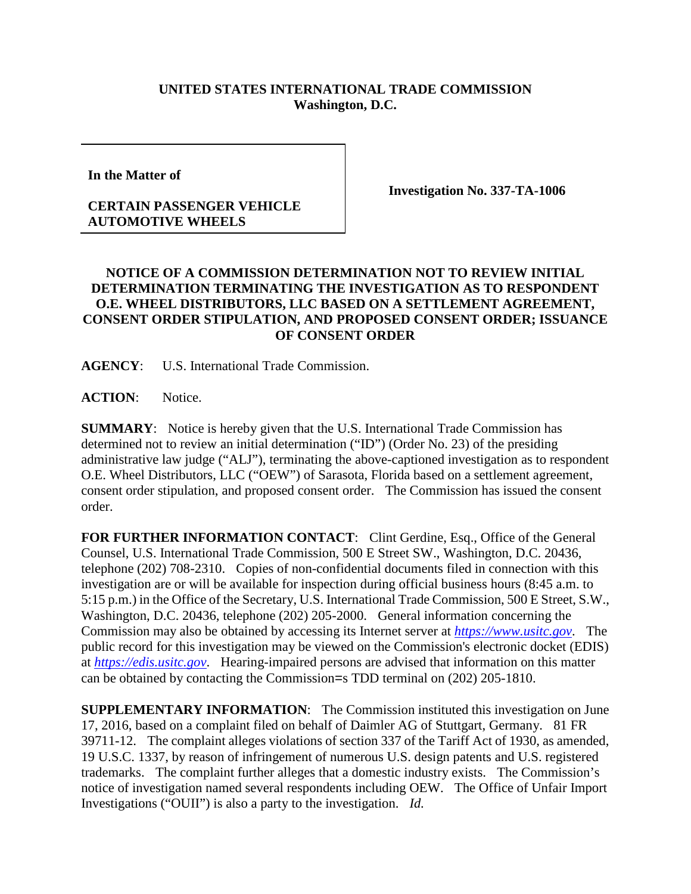**UNITED STATES INTERNATIONAL TRADE COMMISSION**
**Washington, D.C.**

| **In the Matter of**<br><br>**CERTAIN PASSENGER VEHICLE AUTOMOTIVE WHEELS** | **Investigation No. 337-TA-1006** |
|---|---|

## NOTICE OF A COMMISSION DETERMINATION NOT TO REVIEW INITIAL DETERMINATION TERMINATING THE INVESTIGATION AS TO RESPONDENT O.E. WHEEL DISTRIBUTORS, LLC BASED ON A SETTLEMENT AGREEMENT, CONSENT ORDER STIPULATION, AND PROPOSED CONSENT ORDER; ISSUANCE OF CONSENT ORDER

**AGENCY**: U.S. International Trade Commission.

**ACTION**: Notice.

**SUMMARY**: Notice is hereby given that the U.S. International Trade Commission has determined not to review an initial determination ("ID") (Order No. 23) of the presiding administrative law judge ("ALJ"), terminating the above-captioned investigation as to respondent O.E. Wheel Distributors, LLC ("OEW") of Sarasota, Florida based on a settlement agreement, consent order stipulation, and proposed consent order. The Commission has issued the consent order.

**FOR FURTHER INFORMATION CONTACT**: Clint Gerdine, Esq., Office of the General Counsel, U.S. International Trade Commission, 500 E Street SW., Washington, D.C. 20436, telephone (202) 708-2310. Copies of non-confidential documents filed in connection with this investigation are or will be available for inspection during official business hours (8:45 a.m. to 5:15 p.m.) in the Office of the Secretary, U.S. International Trade Commission, 500 E Street, S.W., Washington, D.C. 20436, telephone (202) 205-2000. General information concerning the Commission may also be obtained by accessing its Internet server at *https://www.usitc.gov*. The public record for this investigation may be viewed on the Commission's electronic docket (EDIS) at *https://edis.usitc.gov*. Hearing-impaired persons are advised that information on this matter can be obtained by contacting the Commission=s TDD terminal on (202) 205-1810.

**SUPPLEMENTARY INFORMATION**: The Commission instituted this investigation on June 17, 2016, based on a complaint filed on behalf of Daimler AG of Stuttgart, Germany. 81 FR 39711-12. The complaint alleges violations of section 337 of the Tariff Act of 1930, as amended, 19 U.S.C. 1337, by reason of infringement of numerous U.S. design patents and U.S. registered trademarks. The complaint further alleges that a domestic industry exists. The Commission's notice of investigation named several respondents including OEW. The Office of Unfair Import Investigations ("OUII") is also a party to the investigation. *Id.*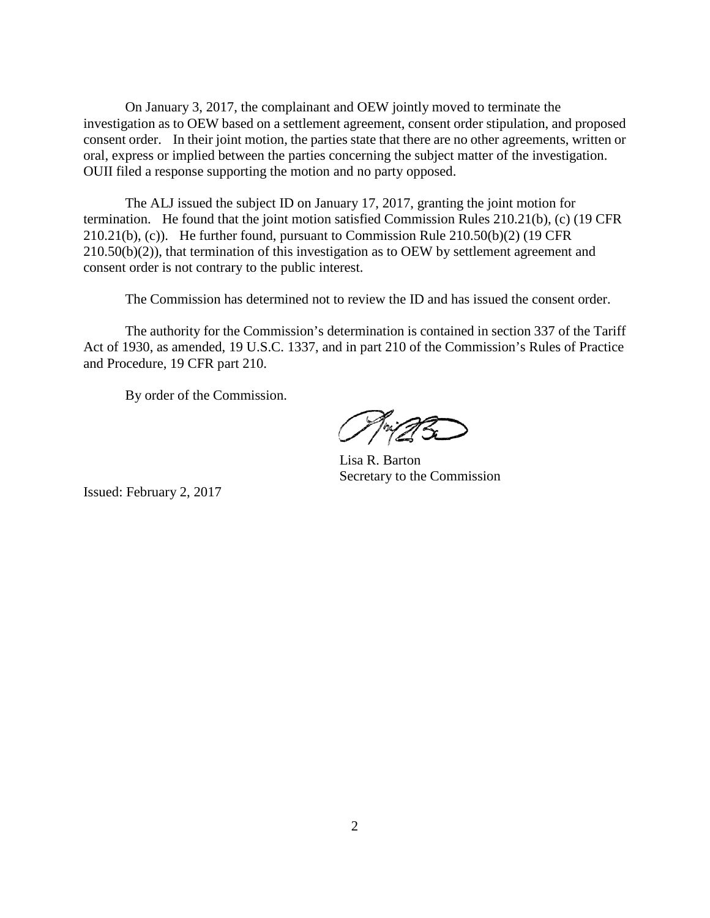On January 3, 2017, the complainant and OEW jointly moved to terminate the investigation as to OEW based on a settlement agreement, consent order stipulation, and proposed consent order. In their joint motion, the parties state that there are no other agreements, written or oral, express or implied between the parties concerning the subject matter of the investigation. OUII filed a response supporting the motion and no party opposed.

The ALJ issued the subject ID on January 17, 2017, granting the joint motion for termination. He found that the joint motion satisfied Commission Rules 210.21(b), (c) (19 CFR 210.21(b), (c)). He further found, pursuant to Commission Rule 210.50(b)(2) (19 CFR 210.50(b)(2)), that termination of this investigation as to OEW by settlement agreement and consent order is not contrary to the public interest.

The Commission has determined not to review the ID and has issued the consent order.

The authority for the Commission's determination is contained in section 337 of the Tariff Act of 1930, as amended, 19 U.S.C. 1337, and in part 210 of the Commission's Rules of Practice and Procedure, 19 CFR part 210.

By order of the Commission.

Lisa R. Barton
Secretary to the Commission

Issued: February 2, 2017